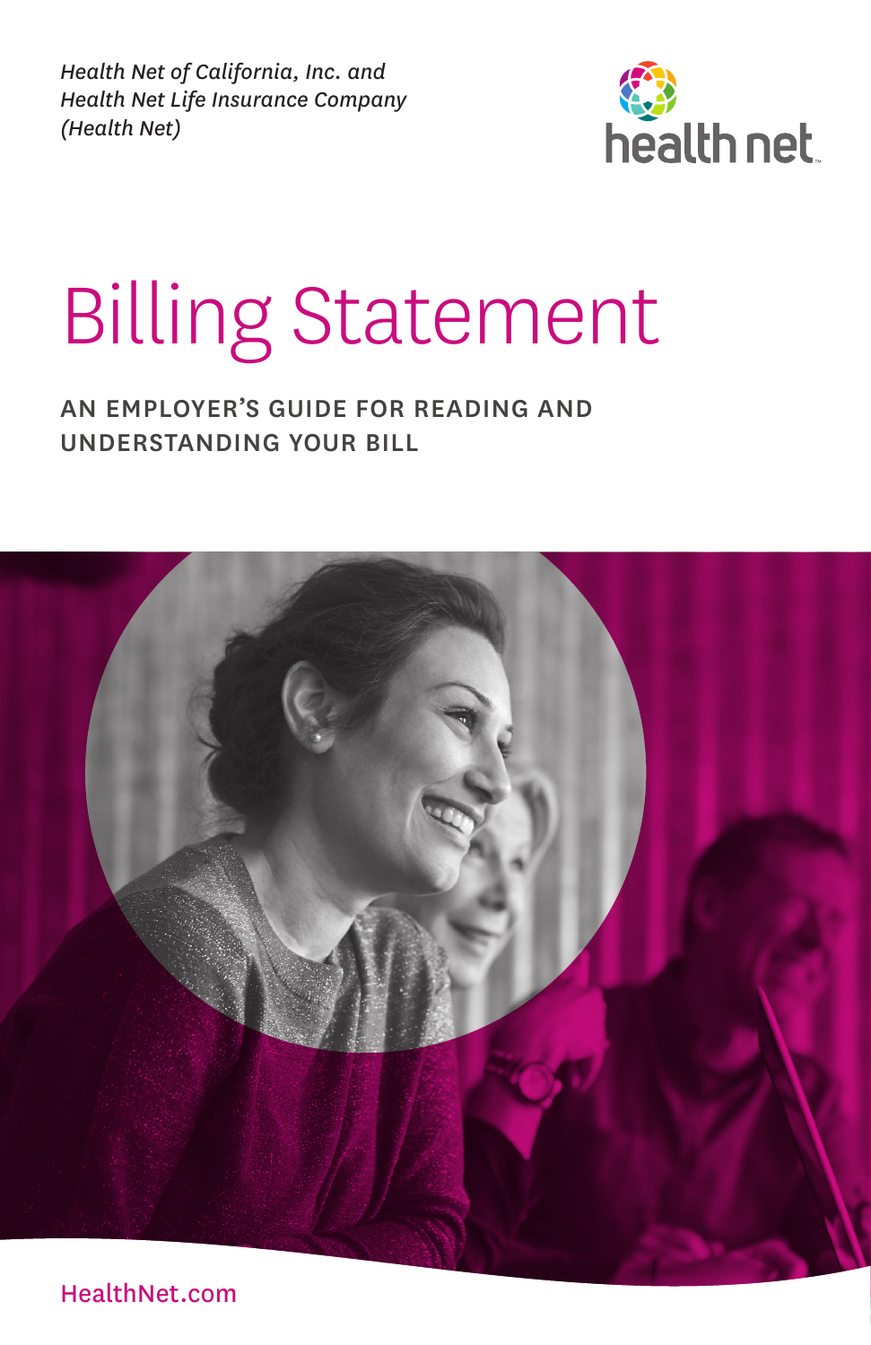*Health Net of California, Inc. and Health Net Life Insurance Company (Health Net)*

health net

# Billing Statement

## AN EMPLOYER'S GUIDE FOR READING AND UNDERSTANDING YOUR BILL

HealthNet.com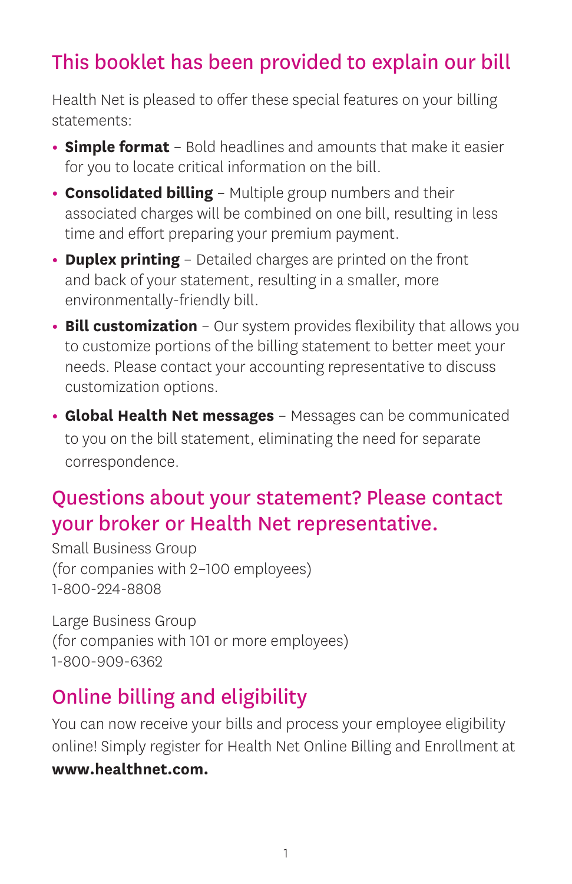## This booklet has been provided to explain our bill

Health Net is pleased to offer these special features on your billing statements:

- **Simple format** – Bold headlines and amounts that make it easier for you to locate critical information on the bill.
- **Consolidated billing** – Multiple group numbers and their associated charges will be combined on one bill, resulting in less time and effort preparing your premium payment.
- **Duplex printing** – Detailed charges are printed on the front and back of your statement, resulting in a smaller, more environmentally-friendly bill.
- **Bill customization** – Our system provides flexibility that allows you to customize portions of the billing statement to better meet your needs. Please contact your accounting representative to discuss customization options.
- **Global Health Net messages** – Messages can be communicated to you on the bill statement, eliminating the need for separate correspondence.

## Questions about your statement? Please contact your broker or Health Net representative.

Small Business Group
(for companies with 2–100 employees)
1-800-224-8808

Large Business Group
(for companies with 101 or more employees)
1-800-909-6362

## Online billing and eligibility

You can now receive your bills and process your employee eligibility online! Simply register for Health Net Online Billing and Enrollment at **www.healthnet.com.**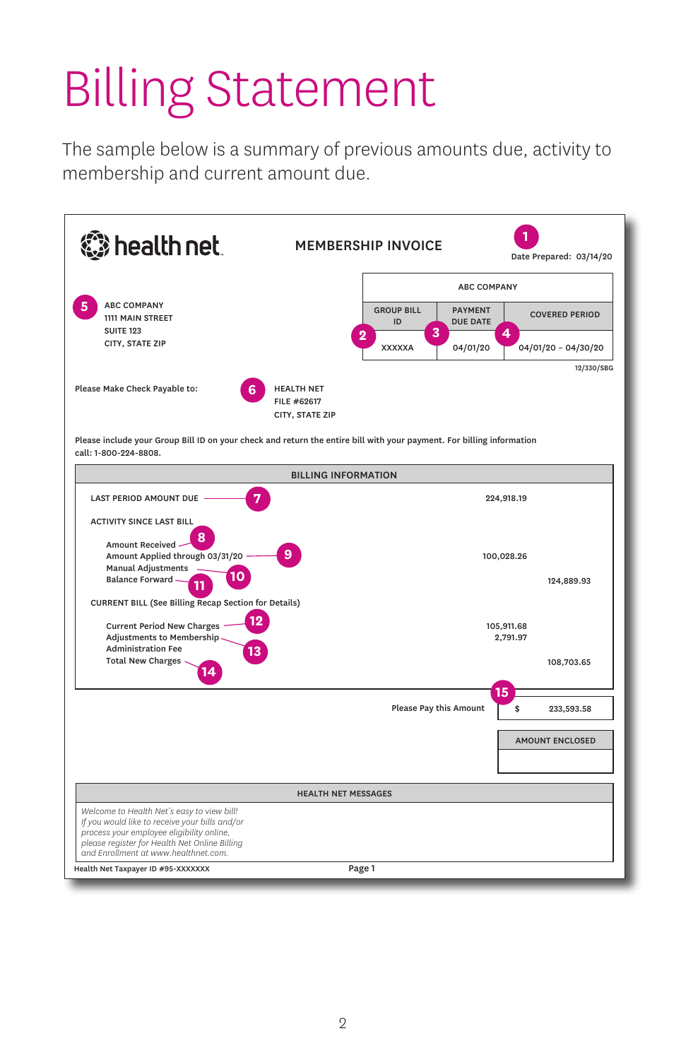# Billing Statement

The sample below is a summary of previous amounts due, activity to membership and current amount due.

health net

**MEMBERSHIP INVOICE**

1 Date Prepared: 03/14/20

5 ABC COMPANY
1111 MAIN STREET
SUITE 123
CITY, STATE ZIP

| ABC COMPANY | | |
|---|---|---|
| GROUP BILL ID | PAYMENT DUE DATE | COVERED PERIOD |
| 2 XXXXXA | 3 04/01/20 | 4 04/01/20 – 04/30/20 |

12/330/SBG

Please Make Check Payable to: 6 HEALTH NET
FILE #62617
CITY, STATE ZIP

Please include your Group Bill ID on your check and return the entire bill with your payment. For billing information call: 1-800-224-8808.

| BILLING INFORMATION | | |
|---|---|---|
| LAST PERIOD AMOUNT DUE 7 | 224,918.19 | |
| ACTIVITY SINCE LAST BILL | | |
| Amount Received 8 | | |
| Amount Applied through 03/31/20 9 | 100,028.26 | |
| Manual Adjustments 10 | | |
| Balance Forward 11 | | 124,889.93 |
| CURRENT BILL (See Billing Recap Section for Details) | | |
| Current Period New Charges 12 | 105,911.68 | |
| Adjustments to Membership 13 | 2,791.97 | |
| Administration Fee | | |
| Total New Charges 14 | | 108,703.65 |

15 Please Pay this Amount $ 233,593.58

AMOUNT ENCLOSED

| HEALTH NET MESSAGES |
|---|
| *Welcome to Health Net's easy to view bill! If you would like to receive your bills and/or process your employee eligibility online, please register for Health Net Online Billing and Enrollment at www.healthnet.com.* |

Health Net Taxpayer ID #95-XXXXXXX

Page 1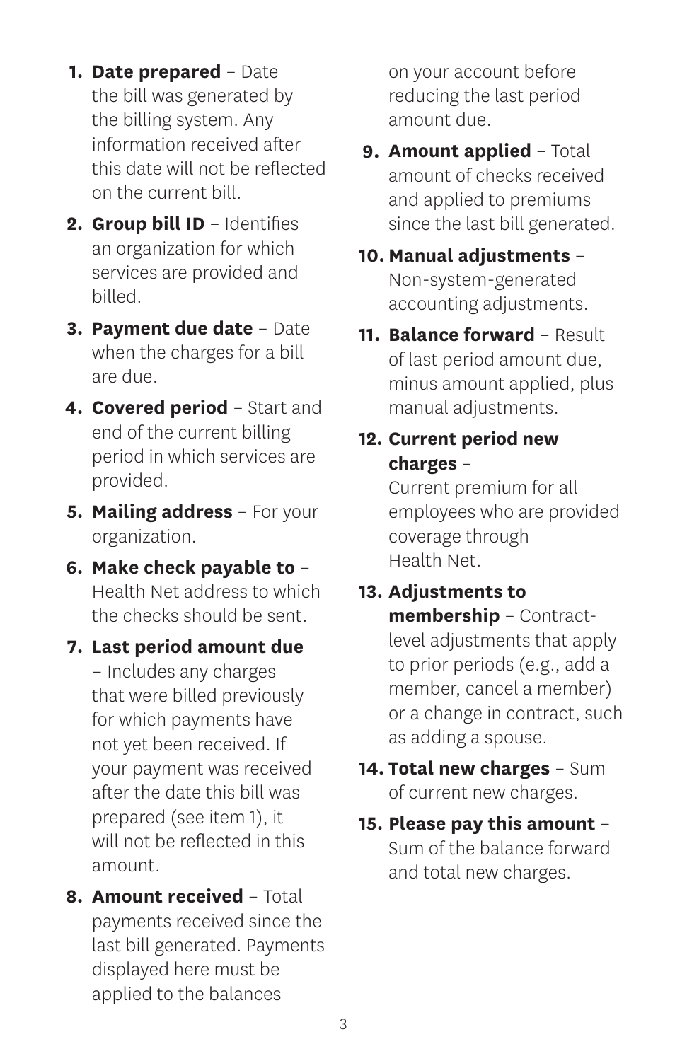1. **Date prepared** – Date the bill was generated by the billing system. Any information received after this date will not be reflected on the current bill.
2. **Group bill ID** – Identifies an organization for which services are provided and billed.
3. **Payment due date** – Date when the charges for a bill are due.
4. **Covered period** – Start and end of the current billing period in which services are provided.
5. **Mailing address** – For your organization.
6. **Make check payable to** – Health Net address to which the checks should be sent.
7. **Last period amount due** – Includes any charges that were billed previously for which payments have not yet been received. If your payment was received after the date this bill was prepared (see item 1), it will not be reflected in this amount.
8. **Amount received** – Total payments received since the last bill generated. Payments displayed here must be applied to the balances on your account before reducing the last period amount due.
9. **Amount applied** – Total amount of checks received and applied to premiums since the last bill generated.
10. **Manual adjustments** – Non-system-generated accounting adjustments.
11. **Balance forward** – Result of last period amount due, minus amount applied, plus manual adjustments.
12. **Current period new charges** – Current premium for all employees who are provided coverage through Health Net.
13. **Adjustments to membership** – Contract-level adjustments that apply to prior periods (e.g., add a member, cancel a member) or a change in contract, such as adding a spouse.
14. **Total new charges** – Sum of current new charges.
15. **Please pay this amount** – Sum of the balance forward and total new charges.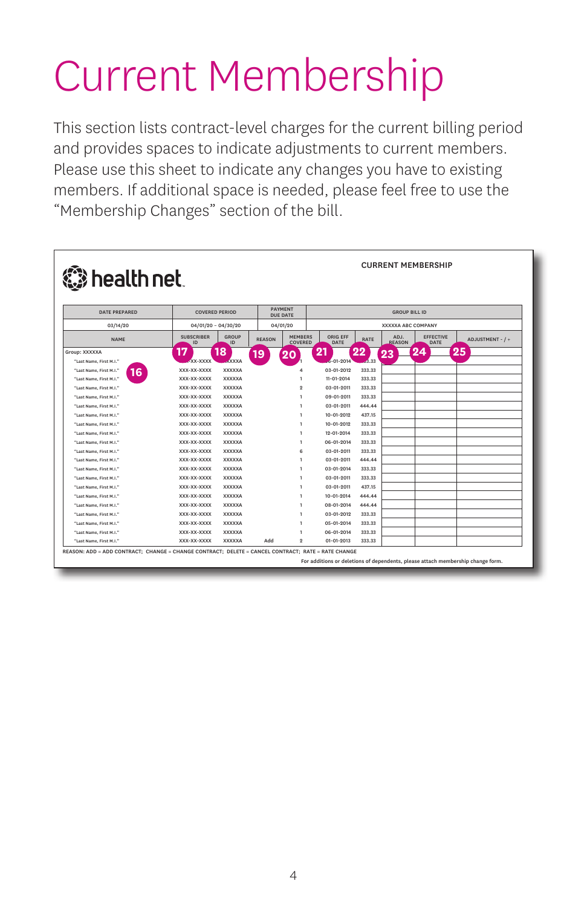# Current Membership

This section lists contract-level charges for the current billing period and provides spaces to indicate adjustments to current members. Please use this sheet to indicate any changes you have to existing members. If additional space is needed, please feel free to use the "Membership Changes" section of the bill.

health net

CURRENT MEMBERSHIP

| DATE PREPARED | COVERED PERIOD | PAYMENT DUE DATE | GROUP BILL ID |
|---|---|---|---|
| 03/14/20 | 04/01/20 – 04/30/20 | 04/01/20 | XXXXXA ABC COMPANY |

| NAME | SUBSCRIBER ID | GROUP ID | REASON | MEMBERS COVERED | ORIG EFF DATE | RATE | ADJ. REASON | EFFECTIVE DATE | ADJUSTMENT - / + |
|---|---|---|---|---|---|---|---|---|---|
| Group: XXXXXA | 17 | 18 | 19 | 20 | 21 | 22 | 23 | 24 | 25 |
| "Last Name, First M.I." | XXX-XX-XXXX | XXXXXA | | 1 | 0?-01-2014 | ?.33 | | | |
| "Last Name, First M.I." 16 | XXX-XX-XXXX | XXXXXA | | 4 | 03-01-2012 | 333.33 | | | |
| "Last Name, First M.I." | XXX-XX-XXXX | XXXXXA | | 1 | 11-01-2014 | 333.33 | | | |
| "Last Name, First M.I." | XXX-XX-XXXX | XXXXXA | | 2 | 03-01-2011 | 333.33 | | | |
| "Last Name, First M.I." | XXX-XX-XXXX | XXXXXA | | 1 | 09-01-2011 | 333.33 | | | |
| "Last Name, First M.I." | XXX-XX-XXXX | XXXXXA | | 1 | 03-01-2011 | 444.44 | | | |
| "Last Name, First M.I." | XXX-XX-XXXX | XXXXXA | | 1 | 10-01-2012 | 437.15 | | | |
| "Last Name, First M.I." | XXX-XX-XXXX | XXXXXA | | 1 | 10-01-2012 | 333.33 | | | |
| "Last Name, First M.I." | XXX-XX-XXXX | XXXXXA | | 1 | 12-01-2014 | 333.33 | | | |
| "Last Name, First M.I." | XXX-XX-XXXX | XXXXXA | | 1 | 06-01-2014 | 333.33 | | | |
| "Last Name, First M.I." | XXX-XX-XXXX | XXXXXA | | 6 | 03-01-2011 | 333.33 | | | |
| "Last Name, First M.I." | XXX-XX-XXXX | XXXXXA | | 1 | 03-01-2011 | 444.44 | | | |
| "Last Name, First M.I." | XXX-XX-XXXX | XXXXXA | | 1 | 03-01-2014 | 333.33 | | | |
| "Last Name, First M.I." | XXX-XX-XXXX | XXXXXA | | 1 | 03-01-2011 | 333.33 | | | |
| "Last Name, First M.I." | XXX-XX-XXXX | XXXXXA | | 1 | 03-01-2011 | 437.15 | | | |
| "Last Name, First M.I." | XXX-XX-XXXX | XXXXXA | | 1 | 10-01-2014 | 444.44 | | | |
| "Last Name, First M.I." | XXX-XX-XXXX | XXXXXA | | 1 | 08-01-2014 | 444.44 | | | |
| "Last Name, First M.I." | XXX-XX-XXXX | XXXXXA | | 1 | 03-01-2012 | 333.33 | | | |
| "Last Name, First M.I." | XXX-XX-XXXX | XXXXXA | | 1 | 05-01-2014 | 333.33 | | | |
| "Last Name, First M.I." | XXX-XX-XXXX | XXXXXA | | 1 | 06-01-2014 | 333.33 | | | |
| "Last Name, First M.I." | XXX-XX-XXXX | XXXXXA | Add | 2 | 01-01-2013 | 333.33 | | | |

REASON: ADD = ADD CONTRACT; CHANGE = CHANGE CONTRACT; DELETE = CANCEL CONTRACT; RATE = RATE CHANGE

For additions or deletions of dependents, please attach membership change form.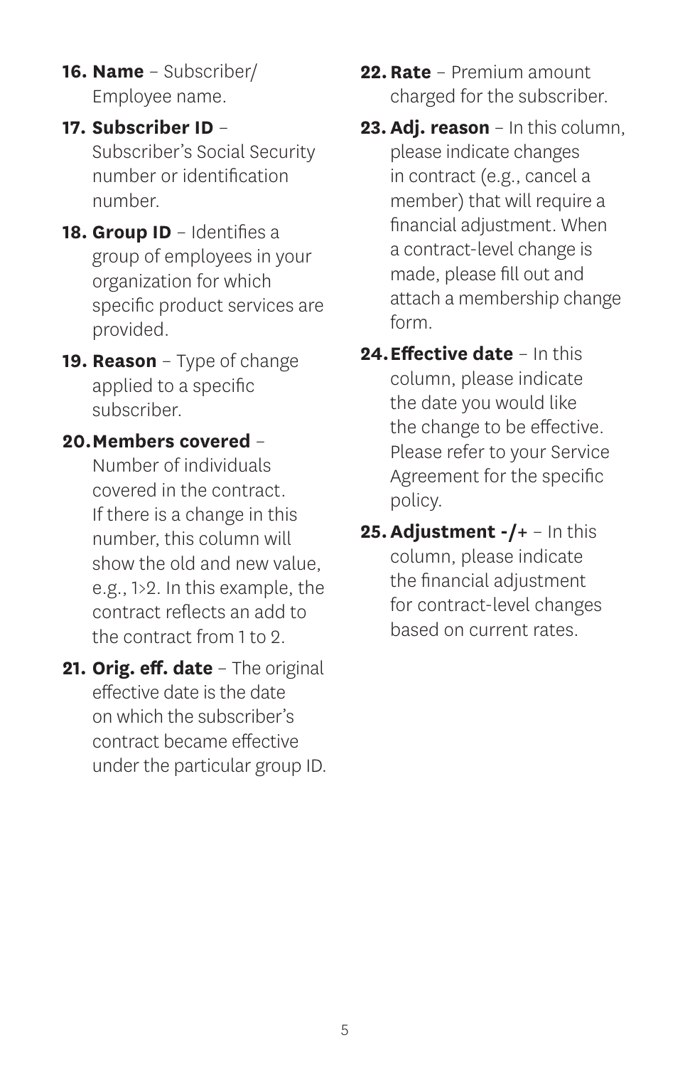16. **Name** – Subscriber/ Employee name.
17. **Subscriber ID** – Subscriber's Social Security number or identification number.
18. **Group ID** – Identifies a group of employees in your organization for which specific product services are provided.
19. **Reason** – Type of change applied to a specific subscriber.
20. **Members covered** – Number of individuals covered in the contract. If there is a change in this number, this column will show the old and new value, e.g., 1>2. In this example, the contract reflects an add to the contract from 1 to 2.
21. **Orig. eff. date** – The original effective date is the date on which the subscriber's contract became effective under the particular group ID.
22. **Rate** – Premium amount charged for the subscriber.
23. **Adj. reason** – In this column, please indicate changes in contract (e.g., cancel a member) that will require a financial adjustment. When a contract-level change is made, please fill out and attach a membership change form.
24. **Effective date** – In this column, please indicate the date you would like the change to be effective. Please refer to your Service Agreement for the specific policy.
25. **Adjustment -/+** – In this column, please indicate the financial adjustment for contract-level changes based on current rates.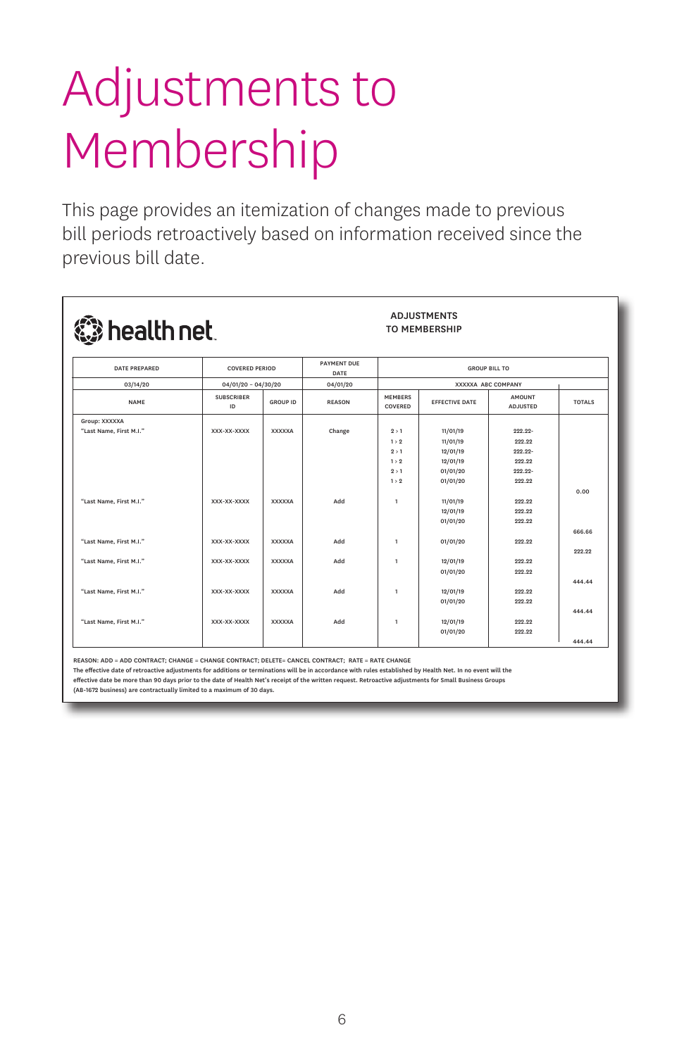# Adjustments to Membership

This page provides an itemization of changes made to previous bill periods retroactively based on information received since the previous bill date.

health net

ADJUSTMENTS TO MEMBERSHIP

| DATE PREPARED | COVERED PERIOD | | PAYMENT DUE DATE | GROUP BILL TO | | | |
|---|---|---|---|---|---|---|---|
| 03/14/20 | 04/01/20 – 04/30/20 | | 04/01/20 | XXXXXA ABC COMPANY | | | |
| NAME | SUBSCRIBER ID | GROUP ID | REASON | MEMBERS COVERED | EFFECTIVE DATE | AMOUNT ADJUSTED | TOTALS |
| Group: XXXXXA | | | | | | | |
| "Last Name, First M.I." | XXX-XX-XXXX | XXXXXA | Change | 2 > 1 | 11/01/19 | 222.22- | |
| | | | | 1 > 2 | 11/01/19 | 222.22 | |
| | | | | 2 > 1 | 12/01/19 | 222.22- | |
| | | | | 1 > 2 | 12/01/19 | 222.22 | |
| | | | | 2 > 1 | 01/01/20 | 222.22- | |
| | | | | 1 > 2 | 01/01/20 | 222.22 | |
| | | | | | | | 0.00 |
| "Last Name, First M.I." | XXX-XX-XXXX | XXXXXA | Add | 1 | 11/01/19 | 222.22 | |
| | | | | | 12/01/19 | 222.22 | |
| | | | | | 01/01/20 | 222.22 | |
| | | | | | | | 666.66 |
| "Last Name, First M.I." | XXX-XX-XXXX | XXXXXA | Add | 1 | 01/01/20 | 222.22 | |
| | | | | | | | 222.22 |
| "Last Name, First M.I." | XXX-XX-XXXX | XXXXXA | Add | 1 | 12/01/19 | 222.22 | |
| | | | | | 01/01/20 | 222.22 | |
| | | | | | | | 444.44 |
| "Last Name, First M.I." | XXX-XX-XXXX | XXXXXA | Add | 1 | 12/01/19 | 222.22 | |
| | | | | | 01/01/20 | 222.22 | |
| | | | | | | | 444.44 |
| "Last Name, First M.I." | XXX-XX-XXXX | XXXXXA | Add | 1 | 12/01/19 | 222.22 | |
| | | | | | 01/01/20 | 222.22 | |
| | | | | | | | 444.44 |

REASON: ADD = ADD CONTRACT; CHANGE = CHANGE CONTRACT; DELETE= CANCEL CONTRACT; RATE = RATE CHANGE

The effective date of retroactive adjustments for additions or terminations will be in accordance with rules established by Health Net. In no event will the effective date be more than 90 days prior to the date of Health Net's receipt of the written request. Retroactive adjustments for Small Business Groups (AB-1672 business) are contractually limited to a maximum of 30 days.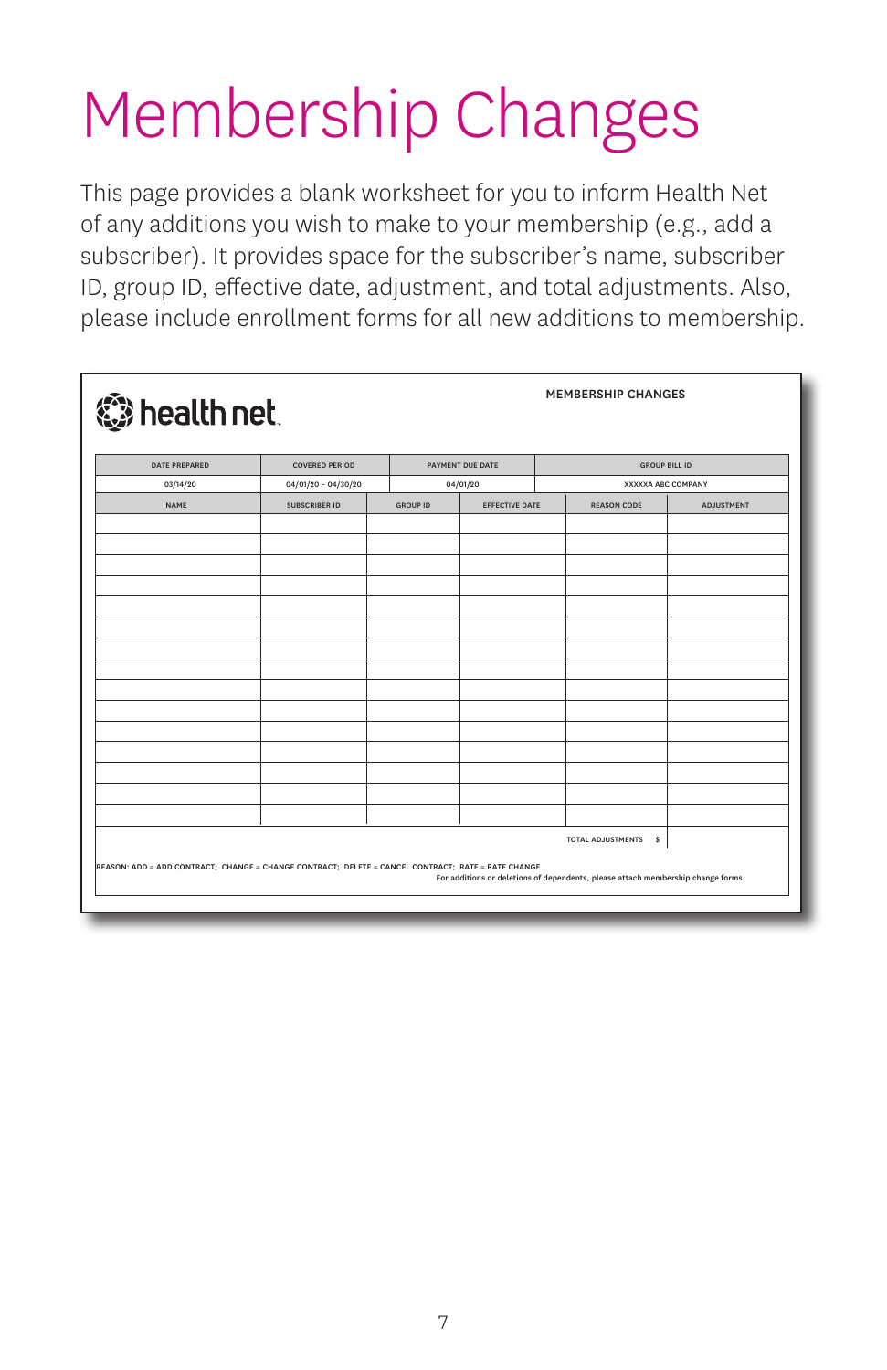# Membership Changes

This page provides a blank worksheet for you to inform Health Net of any additions you wish to make to your membership (e.g., add a subscriber). It provides space for the subscriber's name, subscriber ID, group ID, effective date, adjustment, and total adjustments. Also, please include enrollment forms for all new additions to membership.

health net

**MEMBERSHIP CHANGES**

| DATE PREPARED | COVERED PERIOD | PAYMENT DUE DATE | GROUP BILL ID |
|---|---|---|---|
| 03/14/20 | 04/01/20 – 04/30/20 | 04/01/20 | XXXXXA ABC COMPANY |

| NAME | SUBSCRIBER ID | GROUP ID | EFFECTIVE DATE | REASON CODE | ADJUSTMENT |
|---|---|---|---|---|---|
| | | | | | |
| | | | | | |
| | | | | | |
| | | | | | |
| | | | | | |
| | | | | | |
| | | | | | |
| | | | | | |
| | | | | | |
| | | | | | |
| | | | | | |
| | | | | | |
| | | | | | |
| | | | | | |
| | | | | | |
| | | | | TOTAL ADJUSTMENTS $ | |

REASON: ADD = ADD CONTRACT; CHANGE = CHANGE CONTRACT; DELETE = CANCEL CONTRACT; RATE = RATE CHANGE

For additions or deletions of dependents, please attach membership change forms.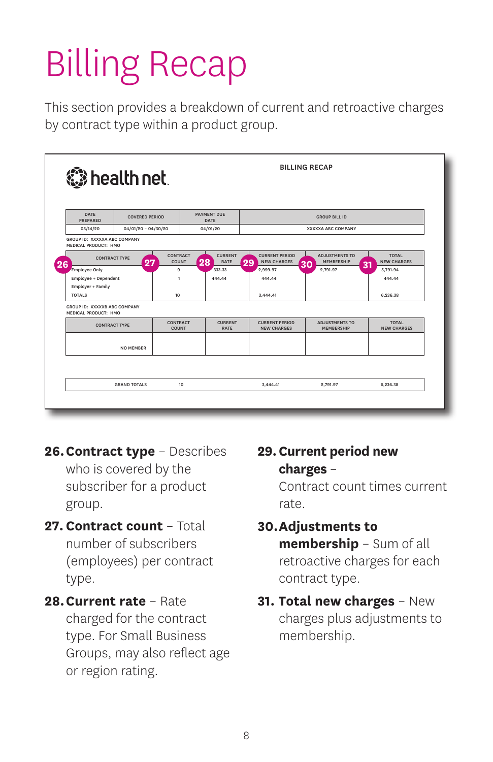# Billing Recap

This section provides a breakdown of current and retroactive charges by contract type within a product group.

health net

BILLING RECAP

| DATE PREPARED | COVERED PERIOD | PAYMENT DUE DATE | GROUP BILL ID |
|---|---|---|---|
| 03/14/20 | 04/01/20 – 04/30/20 | 04/01/20 | XXXXXA ABC COMPANY |

GROUP ID: XXXXXA ABC COMPANY
MEDICAL PRODUCT: HMO

| CONTRACT TYPE (26) | CONTRACT COUNT (27) | CURRENT RATE (28) | CURRENT PERIOD NEW CHARGES (29) | ADJUSTMENTS TO MEMBERSHIP (30) | TOTAL NEW CHARGES (31) |
|---|---|---|---|---|---|
| Employee Only | 9 | 333.33 | 2,999.97 | 2,791.97 | 5,791.94 |
| Employee + Dependent | 1 | 444.44 | 444.44 | | 444.44 |
| Employer + Family | | | | | |
| TOTALS | 10 | | 3,444.41 | | 6,236.38 |

GROUP ID: XXXXXB ABC COMPANY
MEDICAL PRODUCT: HMO

| CONTRACT TYPE | CONTRACT COUNT | CURRENT RATE | CURRENT PERIOD NEW CHARGES | ADJUSTMENTS TO MEMBERSHIP | TOTAL NEW CHARGES |
|---|---|---|---|---|---|
| NO MEMBER | | | | | |

| GRAND TOTALS | 10 | | 3,444.41 | 2,791.97 | 6,236.38 |
|---|---|---|---|---|---|

26. **Contract type** – Describes who is covered by the subscriber for a product group.
27. **Contract count** – Total number of subscribers (employees) per contract type.
28. **Current rate** – Rate charged for the contract type. For Small Business Groups, may also reflect age or region rating.
29. **Current period new charges** – Contract count times current rate.
30. **Adjustments to membership** – Sum of all retroactive charges for each contract type.
31. **Total new charges** – New charges plus adjustments to membership.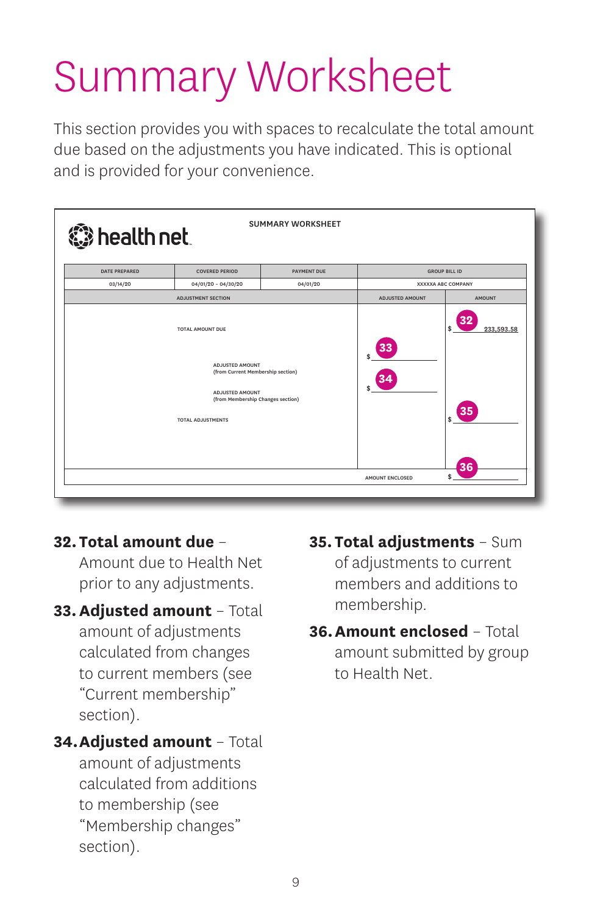# Summary Worksheet

This section provides you with spaces to recalculate the total amount due based on the adjustments you have indicated. This is optional and is provided for your convenience.

health net

SUMMARY WORKSHEET

| DATE PREPARED | COVERED PERIOD | PAYMENT DUE | GROUP BILL ID |
|---|---|---|---|
| 03/14/20 | 04/01/20 – 04/30/20 | 04/01/20 | XXXXXA ABC COMPANY |

| ADJUSTMENT SECTION | ADJUSTED AMOUNT | AMOUNT |
|---|---|---|
| TOTAL AMOUNT DUE | | 32 $ 233,593.58 |
| ADJUSTED AMOUNT (from Current Membership section) | 33 $ | |
| ADJUSTED AMOUNT (from Membership Changes section) | 34 $ | |
| TOTAL ADJUSTMENTS | | 35 $ |
| | AMOUNT ENCLOSED | 36 $ |

**32. Total amount due** – Amount due to Health Net prior to any adjustments.

**33. Adjusted amount** – Total amount of adjustments calculated from changes to current members (see "Current membership" section).

**34. Adjusted amount** – Total amount of adjustments calculated from additions to membership (see "Membership changes" section).

**35. Total adjustments** – Sum of adjustments to current members and additions to membership.

**36. Amount enclosed** – Total amount submitted by group to Health Net.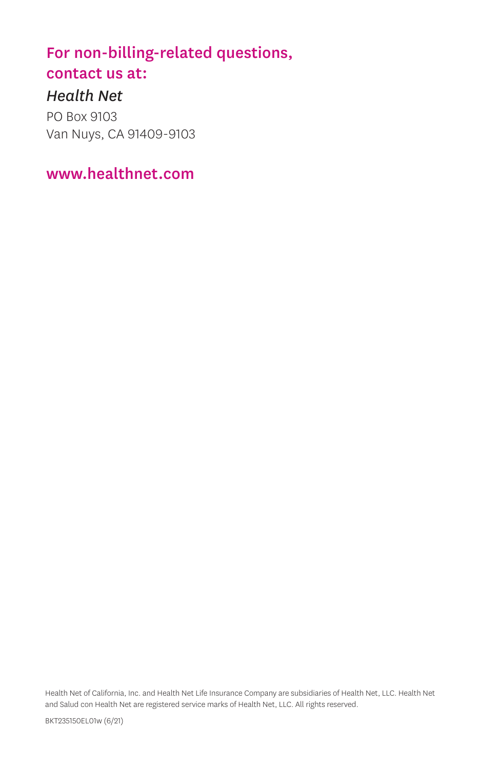## For non-billing-related questions, contact us at:

*Health Net*

PO Box 9103
Van Nuys, CA 91409-9103

**www.healthnet.com**

Health Net of California, Inc. and Health Net Life Insurance Company are subsidiaries of Health Net, LLC. Health Net and Salud con Health Net are registered service marks of Health Net, LLC. All rights reserved.

BKT235150EL01w (6/21)